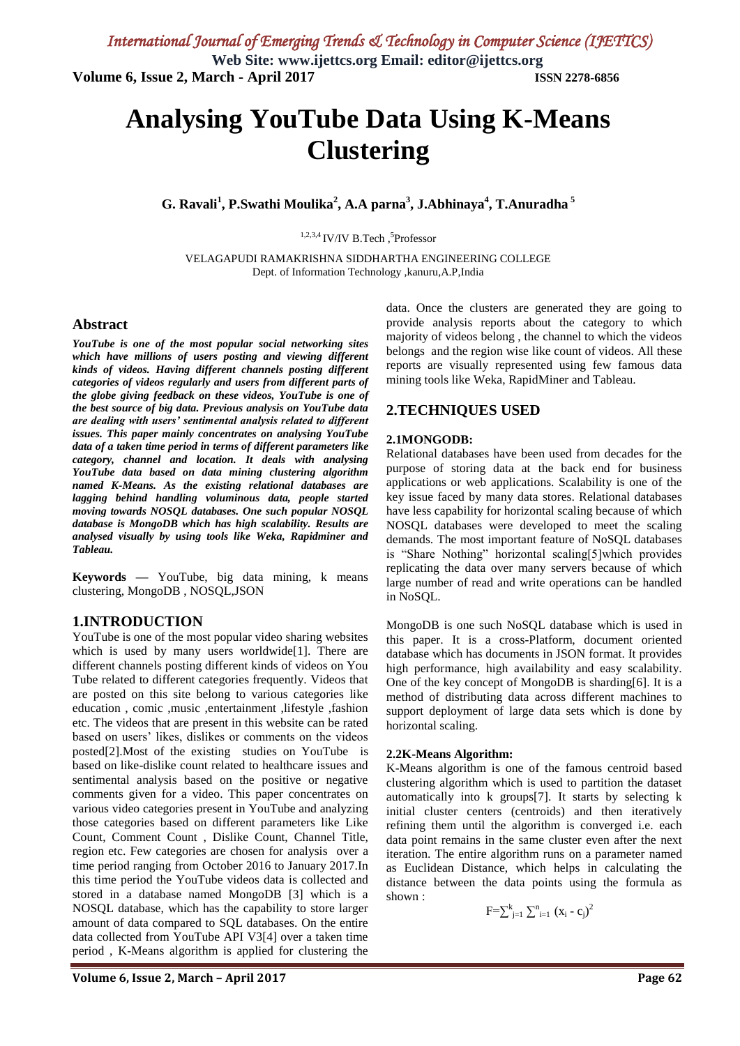# Analysing YouTube Data Using K-Means Clustering

**G. Ravali[1], P.Swathi Moulika[2], A.A parna[3], J.Abhinaya[4], T.Anuradha [5]**

[1,2,3,4] IV/IV B.Tech ,[5]Professor

VELAGAPUDI RAMAKRISHNA SIDDHARTHA ENGINEERING COLLEGE
Dept. of Information Technology ,kanuru,A.P,India

## Abstract

***YouTube is one of the most popular social networking sites which have millions of users posting and viewing different kinds of videos. Having different channels posting different categories of videos regularly and users from different parts of the globe giving feedback on these videos, YouTube is one of the best source of big data. Previous analysis on YouTube data are dealing with users' sentimental analysis related to different issues. This paper mainly concentrates on analysing YouTube data of a taken time period in terms of different parameters like category, channel and location. It deals with analysing YouTube data based on data mining clustering algorithm named K-Means. As the existing relational databases are lagging behind handling voluminous data, people started moving towards NOSQL databases. One such popular NOSQL database is MongoDB which has high scalability. Results are analysed visually by using tools like Weka, Rapidminer and Tableau.***

**Keywords —** YouTube, big data mining, k means clustering, MongoDB , NOSQL,JSON

## 1.INTRODUCTION

YouTube is one of the most popular video sharing websites which is used by many users worldwide[1]. There are different channels posting different kinds of videos on You Tube related to different categories frequently. Videos that are posted on this site belong to various categories like education , comic ,music ,entertainment ,lifestyle ,fashion etc. The videos that are present in this website can be rated based on users' likes, dislikes or comments on the videos posted[2].Most of the existing studies on YouTube is based on like-dislike count related to healthcare issues and sentimental analysis based on the positive or negative comments given for a video. This paper concentrates on various video categories present in YouTube and analyzing those categories based on different parameters like Like Count, Comment Count , Dislike Count, Channel Title, region etc. Few categories are chosen for analysis over a time period ranging from October 2016 to January 2017.In this time period the YouTube videos data is collected and stored in a database named MongoDB [3] which is a NOSQL database, which has the capability to store larger amount of data compared to SQL databases. On the entire data collected from YouTube API V3[4] over a taken time period , K-Means algorithm is applied for clustering the data. Once the clusters are generated they are going to provide analysis reports about the category to which majority of videos belong , the channel to which the videos belongs and the region wise like count of videos. All these reports are visually represented using few famous data mining tools like Weka, RapidMiner and Tableau.

## 2.TECHNIQUES USED

### 2.1MONGODB:

Relational databases have been used from decades for the purpose of storing data at the back end for business applications or web applications. Scalability is one of the key issue faced by many data stores. Relational databases have less capability for horizontal scaling because of which NOSQL databases were developed to meet the scaling demands. The most important feature of NoSQL databases is "Share Nothing" horizontal scaling[5]which provides replicating the data over many servers because of which large number of read and write operations can be handled in NoSQL.

MongoDB is one such NoSQL database which is used in this paper. It is a cross-Platform, document oriented database which has documents in JSON format. It provides high performance, high availability and easy scalability. One of the key concept of MongoDB is sharding[6]. It is a method of distributing data across different machines to support deployment of large data sets which is done by horizontal scaling.

### 2.2K-Means Algorithm:

K-Means algorithm is one of the famous centroid based clustering algorithm which is used to partition the dataset automatically into k groups[7]. It starts by selecting k initial cluster centers (centroids) and then iteratively refining them until the algorithm is converged i.e. each data point remains in the same cluster even after the next iteration. The entire algorithm runs on a parameter named as Euclidean Distance, which helps in calculating the distance between the data points using the formula as shown :

$$F=\sum_{j=1}^{k} \sum_{i=1}^{n} (x_i - c_j)^2$$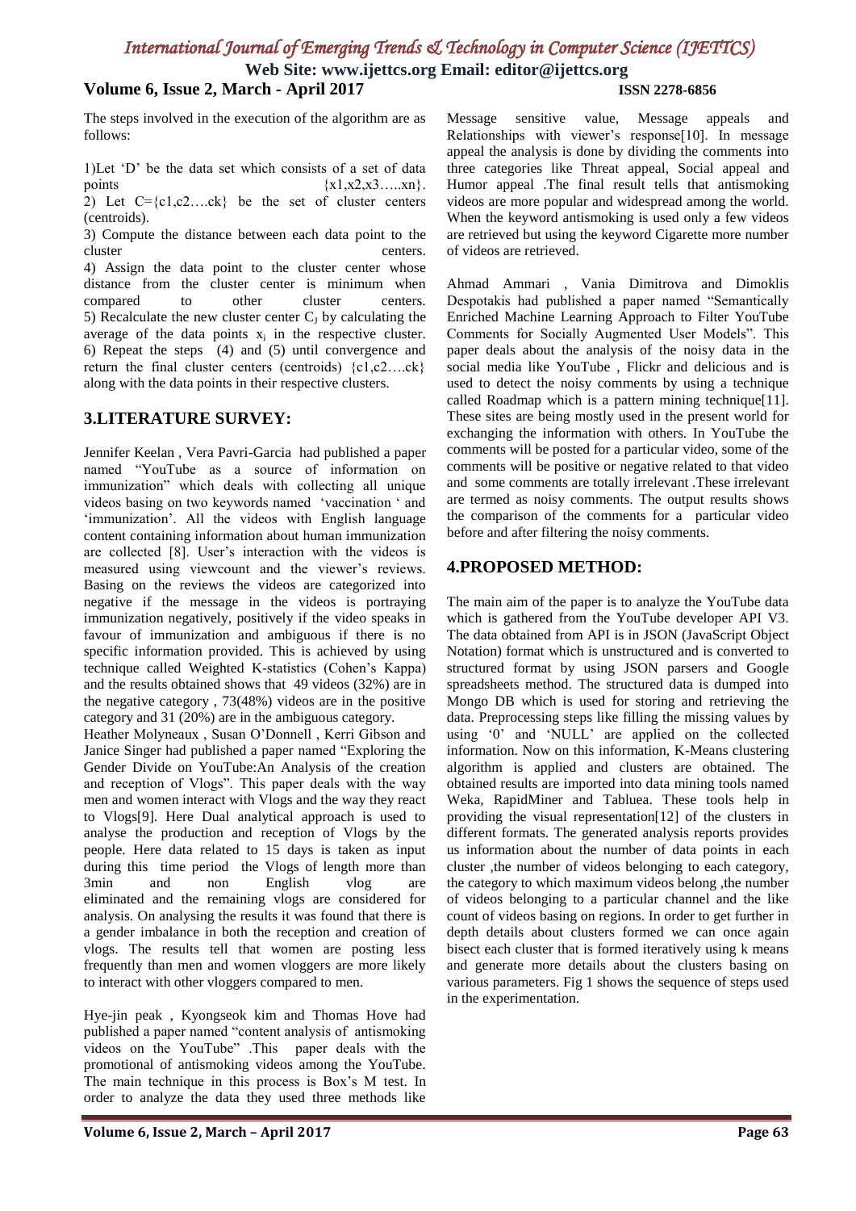The steps involved in the execution of the algorithm are as follows:

1)Let 'D' be the data set which consists of a set of data points {x1,x2,x3…..xn}.

2) Let C={c1,c2….ck} be the set of cluster centers (centroids).

3) Compute the distance between each data point to the cluster centers.

4) Assign the data point to the cluster center whose distance from the cluster center is minimum when compared to other cluster centers.

5) Recalculate the new cluster center $C_J$ by calculating the average of the data points $x_i$ in the respective cluster.

6) Repeat the steps (4) and (5) until convergence and return the final cluster centers (centroids) {c1,c2….ck} along with the data points in their respective clusters.

## 3.LITERATURE SURVEY:

Jennifer Keelan , Vera Pavri-Garcia had published a paper named "YouTube as a source of information on immunization" which deals with collecting all unique videos basing on two keywords named 'vaccination ' and 'immunization'. All the videos with English language content containing information about human immunization are collected [8]. User's interaction with the videos is measured using viewcount and the viewer's reviews. Basing on the reviews the videos are categorized into negative if the message in the videos is portraying immunization negatively, positively if the video speaks in favour of immunization and ambiguous if there is no specific information provided. This is achieved by using technique called Weighted K-statistics (Cohen's Kappa) and the results obtained shows that 49 videos (32%) are in the negative category , 73(48%) videos are in the positive category and 31 (20%) are in the ambiguous category.

Heather Molyneaux , Susan O'Donnell , Kerri Gibson and Janice Singer had published a paper named "Exploring the Gender Divide on YouTube:An Analysis of the creation and reception of Vlogs". This paper deals with the way men and women interact with Vlogs and the way they react to Vlogs[9]. Here Dual analytical approach is used to analyse the production and reception of Vlogs by the people. Here data related to 15 days is taken as input during this time period the Vlogs of length more than 3min and non English vlog are eliminated and the remaining vlogs are considered for analysis. On analysing the results it was found that there is a gender imbalance in both the reception and creation of vlogs. The results tell that women are posting less frequently than men and women vloggers are more likely to interact with other vloggers compared to men.

Hye-jin peak , Kyongseok kim and Thomas Hove had published a paper named "content analysis of antismoking videos on the YouTube" .This paper deals with the promotional of antismoking videos among the YouTube. The main technique in this process is Box's M test. In order to analyze the data they used three methods like Message sensitive value, Message appeals and Relationships with viewer's response[10]. In message appeal the analysis is done by dividing the comments into three categories like Threat appeal, Social appeal and Humor appeal .The final result tells that antismoking videos are more popular and widespread among the world. When the keyword antismoking is used only a few videos are retrieved but using the keyword Cigarette more number of videos are retrieved.

Ahmad Ammari , Vania Dimitrova and Dimoklis Despotakis had published a paper named "Semantically Enriched Machine Learning Approach to Filter YouTube Comments for Socially Augmented User Models". This paper deals about the analysis of the noisy data in the social media like YouTube , Flickr and delicious and is used to detect the noisy comments by using a technique called Roadmap which is a pattern mining technique[11]. These sites are being mostly used in the present world for exchanging the information with others. In YouTube the comments will be posted for a particular video, some of the comments will be positive or negative related to that video and some comments are totally irrelevant .These irrelevant are termed as noisy comments. The output results shows the comparison of the comments for a particular video before and after filtering the noisy comments.

## 4.PROPOSED METHOD:

The main aim of the paper is to analyze the YouTube data which is gathered from the YouTube developer API V3. The data obtained from API is in JSON (JavaScript Object Notation) format which is unstructured and is converted to structured format by using JSON parsers and Google spreadsheets method. The structured data is dumped into Mongo DB which is used for storing and retrieving the data. Preprocessing steps like filling the missing values by using '0' and 'NULL' are applied on the collected information. Now on this information, K-Means clustering algorithm is applied and clusters are obtained. The obtained results are imported into data mining tools named Weka, RapidMiner and Tabluea. These tools help in providing the visual representation[12] of the clusters in different formats. The generated analysis reports provides us information about the number of data points in each cluster ,the number of videos belonging to each category, the category to which maximum videos belong ,the number of videos belonging to a particular channel and the like count of videos basing on regions. In order to get further in depth details about clusters formed we can once again bisect each cluster that is formed iteratively using k means and generate more details about the clusters basing on various parameters. Fig 1 shows the sequence of steps used in the experimentation.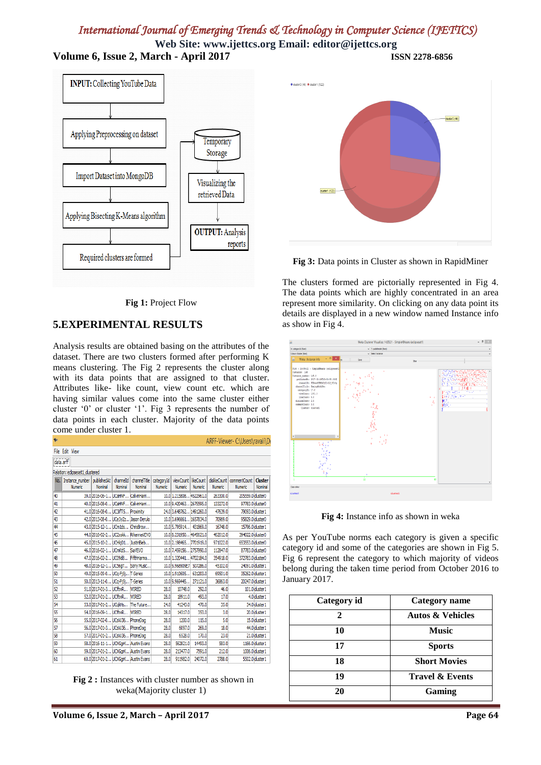Fig 1: Project Flow

## 5.EXPERIMENTAL RESULTS

Analysis results are obtained basing on the attributes of the dataset. There are two clusters formed after performing K means clustering. The Fig 2 represents the cluster along with its data points that are assigned to that cluster. Attributes like- like count, view count etc. which are having similar values come into the same cluster either cluster '0' or cluster '1'. Fig 3 represents the number of data points in each cluster. Majority of the data points come under cluster 1.

**Fig 2 :** Instances with cluster number as shown in weka(Majority cluster 1)

**Fig 3:** Data points in Cluster as shown in RapidMiner

The clusters formed are pictorially represented in Fig 4. The data points which are highly concentrated in an area represent more similarity. On clicking on any data point its details are displayed in a new window named Instance info as show in Fig 4.

**Fig 4:** Instance info as shown in weka

As per YouTube norms each category is given a specific category id and some of the categories are shown in Fig 5. Fig 6 represent the category to which majority of videos belong during the taken time period from October 2016 to January 2017.

| Category id | Category name |
|---|---|
| 2 | Autos & Vehicles |
| 10 | Music |
| 17 | Sports |
| 18 | Short Movies |
| 19 | Travel & Events |
| 20 | Gaming |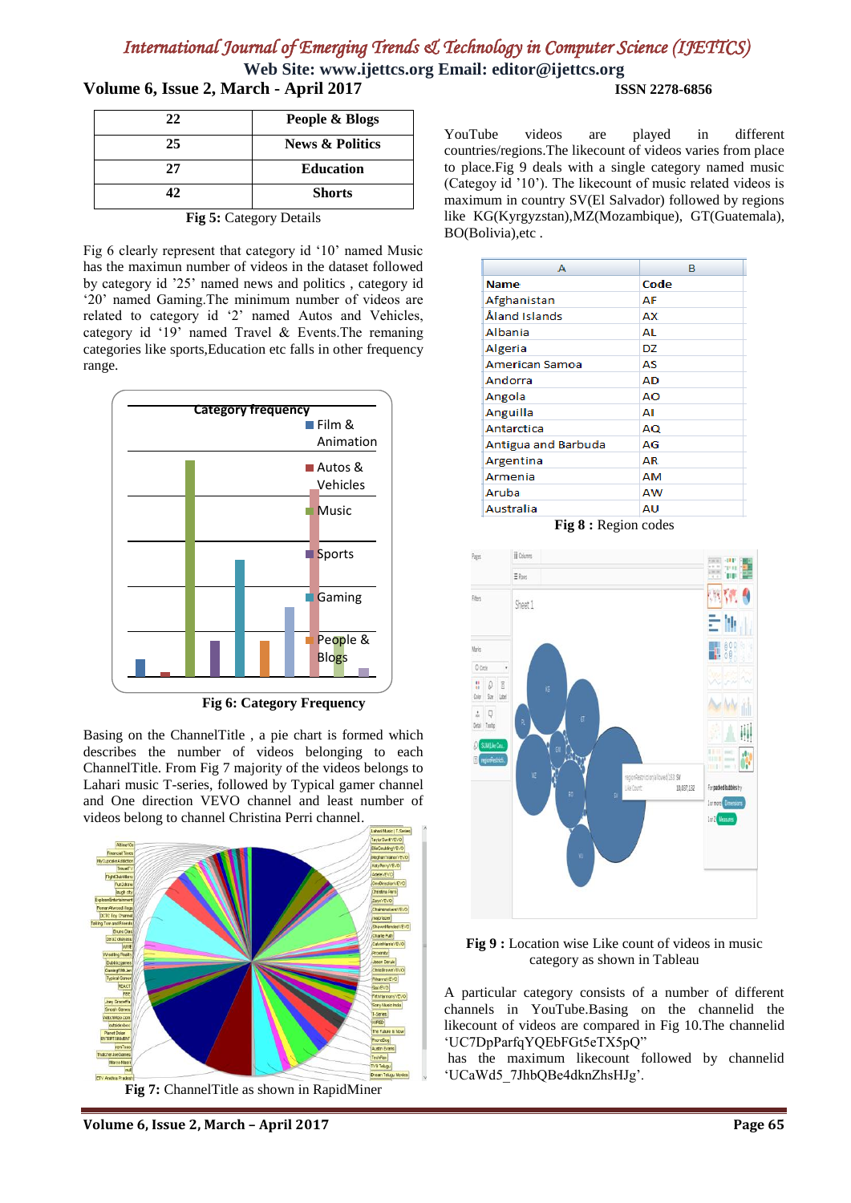| 22 | People & Blogs |
|---|---|
| 25 | News & Politics |
| 27 | Education |
| 42 | Shorts |

**Fig 5:** Category Details

Fig 6 clearly represent that category id '10' named Music has the maximun number of videos in the dataset followed by category id '25' named news and politics , category id '20' named Gaming.The minimum number of videos are related to category id '2' named Autos and Vehicles, category id '19' named Travel & Events.The remaning categories like sports,Education etc falls in other frequency range.

**Fig 6: Category Frequency**

Basing on the ChannelTitle , a pie chart is formed which describes the number of videos belonging to each ChannelTitle. From Fig 7 majority of the videos belongs to Lahari music T-series, followed by Typical gamer channel and One direction VEVO channel and least number of videos belong to channel Christina Perri channel.

**Fig 7:** ChannelTitle as shown in RapidMiner

YouTube videos are played in different countries/regions.The likecount of videos varies from place to place.Fig 9 deals with a single category named music (Categoy id '10'). The likecount of music related videos is maximum in country SV(El Salvador) followed by regions like KG(Kyrgyzstan),MZ(Mozambique), GT(Guatemala), BO(Bolivia),etc .

| Name | Code |
|---|---|
| Afghanistan | AF |
| Åland Islands | AX |
| Albania | AL |
| Algeria | DZ |
| American Samoa | AS |
| Andorra | AD |
| Angola | AO |
| Anguilla | AI |
| Antarctica | AQ |
| Antigua and Barbuda | AG |
| Argentina | AR |
| Armenia | AM |
| Aruba | AW |
| Australia | AU |

**Fig 8 :** Region codes

**Fig 9 :** Location wise Like count of videos in music category as shown in Tableau

A particular category consists of a number of different channels in YouTube.Basing on the channelid the likecount of videos are compared in Fig 10.The channelid 'UC7DpParfqYQEbFGt5eTX5pQ" has the maximum likecount followed by channelid 'UCaWd5_7JhbQBe4dknZhsHJg'.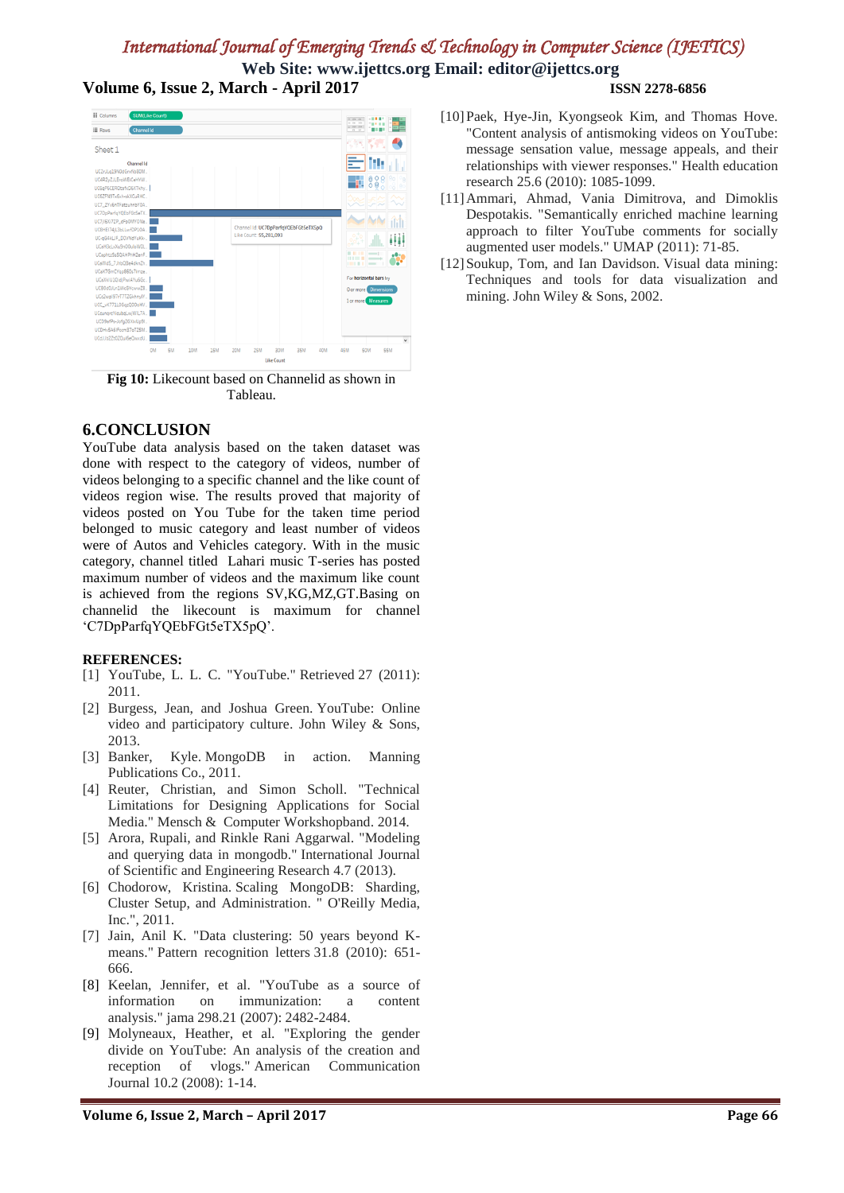Fig 10: Likecount based on Channelid as shown in Tableau.

## 6.CONCLUSION

YouTube data analysis based on the taken dataset was done with respect to the category of videos, number of videos belonging to a specific channel and the like count of videos region wise. The results proved that majority of videos posted on You Tube for the taken time period belonged to music category and least number of videos were of Autos and Vehicles category. With in the music category, channel titled Lahari music T-series has posted maximum number of videos and the maximum like count is achieved from the regions SV,KG,MZ,GT.Basing on channelid the likecount is maximum for channel 'C7DpParfqYQEbFGt5eTX5pQ'.

**REFERENCES:**

[1] YouTube, L. L. C. "YouTube." Retrieved 27 (2011): 2011.

[2] Burgess, Jean, and Joshua Green. YouTube: Online video and participatory culture. John Wiley & Sons, 2013.

[3] Banker, Kyle. MongoDB in action. Manning Publications Co., 2011.

[4] Reuter, Christian, and Simon Scholl. "Technical Limitations for Designing Applications for Social Media." Mensch & Computer Workshopband. 2014.

[5] Arora, Rupali, and Rinkle Rani Aggarwal. "Modeling and querying data in mongodb." International Journal of Scientific and Engineering Research 4.7 (2013).

[6] Chodorow, Kristina. Scaling MongoDB: Sharding, Cluster Setup, and Administration. " O'Reilly Media, Inc.", 2011.

[7] Jain, Anil K. "Data clustering: 50 years beyond K-means." Pattern recognition letters 31.8 (2010): 651-666.

[8] Keelan, Jennifer, et al. "YouTube as a source of information on immunization: a content analysis." jama 298.21 (2007): 2482-2484.

[9] Molyneaux, Heather, et al. "Exploring the gender divide on YouTube: An analysis of the creation and reception of vlogs." American Communication Journal 10.2 (2008): 1-14.

[10] Paek, Hye-Jin, Kyongseok Kim, and Thomas Hove. "Content analysis of antismoking videos on YouTube: message sensation value, message appeals, and their relationships with viewer responses." Health education research 25.6 (2010): 1085-1099.

[11] Ammari, Ahmad, Vania Dimitrova, and Dimoklis Despotakis. "Semantically enriched machine learning approach to filter YouTube comments for socially augmented user models." UMAP (2011): 71-85.

[12] Soukup, Tom, and Ian Davidson. Visual data mining: Techniques and tools for data visualization and mining. John Wiley & Sons, 2002.